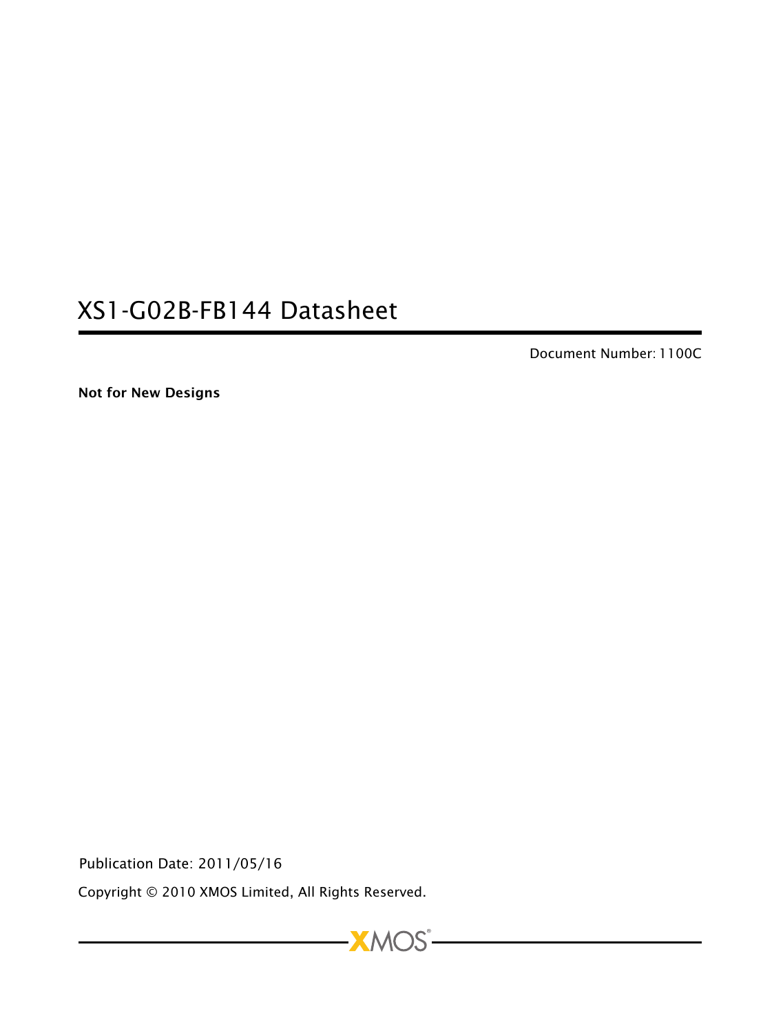# XS1-G02B-FB144 Datasheet

Document Number: 1100C

**Not for New Designs**

Publication Date: 2011/05/16

Copyright © 2010 XMOS Limited, All Rights Reserved.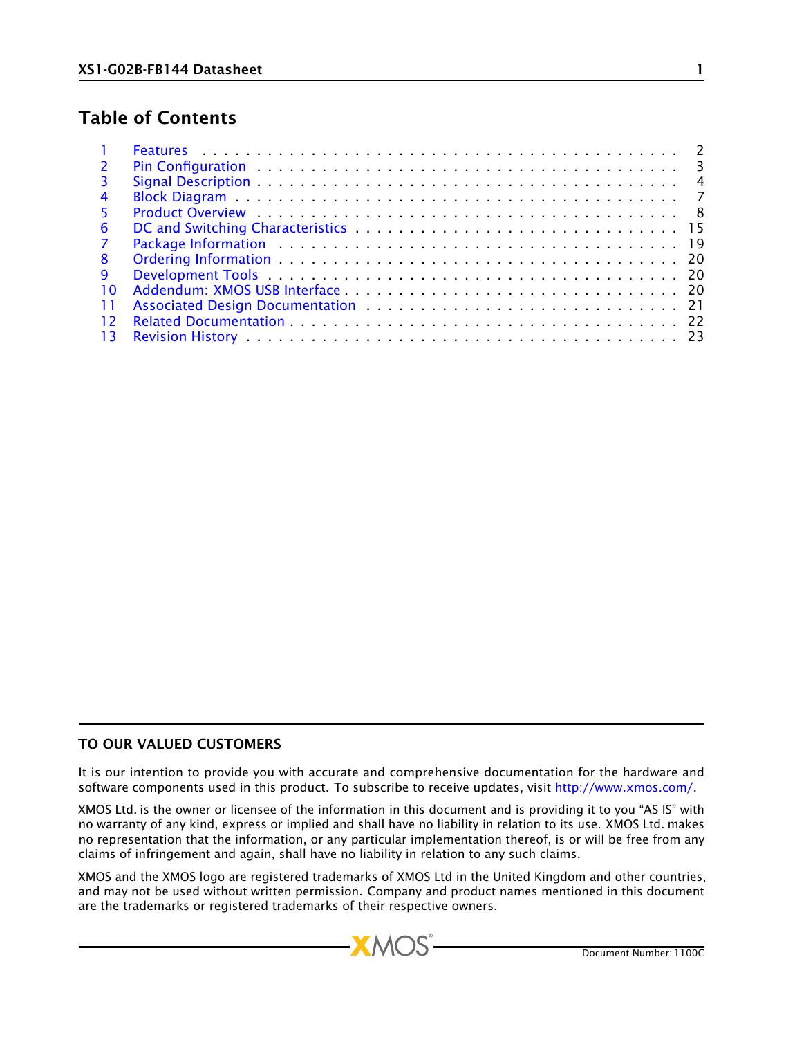## Table of Contents

| | | |
|---|---|---|
| 1 | Features | 2 |
| 2 | Pin Configuration | 3 |
| 3 | Signal Description | 4 |
| 4 | Block Diagram | 7 |
| 5 | Product Overview | 8 |
| 6 | DC and Switching Characteristics | 15 |
| 7 | Package Information | 19 |
| 8 | Ordering Information | 20 |
| 9 | Development Tools | 20 |
| 10 | Addendum: XMOS USB Interface | 20 |
| 11 | Associated Design Documentation | 21 |
| 12 | Related Documentation | 22 |
| 13 | Revision History | 23 |

### TO OUR VALUED CUSTOMERS

It is our intention to provide you with accurate and comprehensive documentation for the hardware and software components used in this product. To subscribe to receive updates, visit http://www.xmos.com/.

XMOS Ltd. is the owner or licensee of the information in this document and is providing it to you "AS IS" with no warranty of any kind, express or implied and shall have no liability in relation to its use. XMOS Ltd. makes no representation that the information, or any particular implementation thereof, is or will be free from any claims of infringement and again, shall have no liability in relation to any such claims.

XMOS and the XMOS logo are registered trademarks of XMOS Ltd in the United Kingdom and other countries, and may not be used without written permission. Company and product names mentioned in this document are the trademarks or registered trademarks of their respective owners.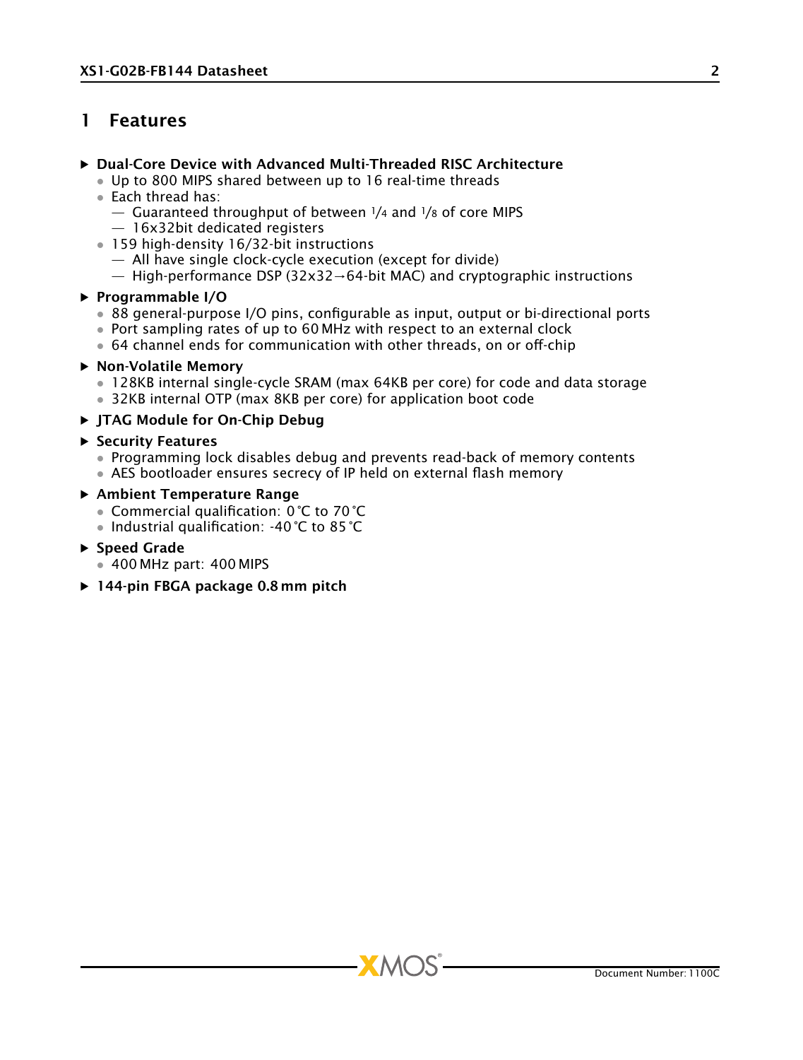# 1 Features

- **Dual-Core Device with Advanced Multi-Threaded RISC Architecture**
  - Up to 800 MIPS shared between up to 16 real-time threads
  - Each thread has:
    - Guaranteed throughput of between 1/4 and 1/8 of core MIPS
    - 16x32bit dedicated registers
  - 159 high-density 16/32-bit instructions
    - All have single clock-cycle execution (except for divide)
    - High-performance DSP (32x32→64-bit MAC) and cryptographic instructions
- **Programmable I/O**
  - 88 general-purpose I/O pins, configurable as input, output or bi-directional ports
  - Port sampling rates of up to 60 MHz with respect to an external clock
  - 64 channel ends for communication with other threads, on or off-chip
- **Non-Volatile Memory**
  - 128KB internal single-cycle SRAM (max 64KB per core) for code and data storage
  - 32KB internal OTP (max 8KB per core) for application boot code
- **JTAG Module for On-Chip Debug**
- **Security Features**
  - Programming lock disables debug and prevents read-back of memory contents
  - AES bootloader ensures secrecy of IP held on external flash memory
- **Ambient Temperature Range**
  - Commercial qualification: 0 °C to 70 °C
  - Industrial qualification: -40 °C to 85 °C
- **Speed Grade**
  - 400 MHz part: 400 MIPS
- **144-pin FBGA package 0.8 mm pitch**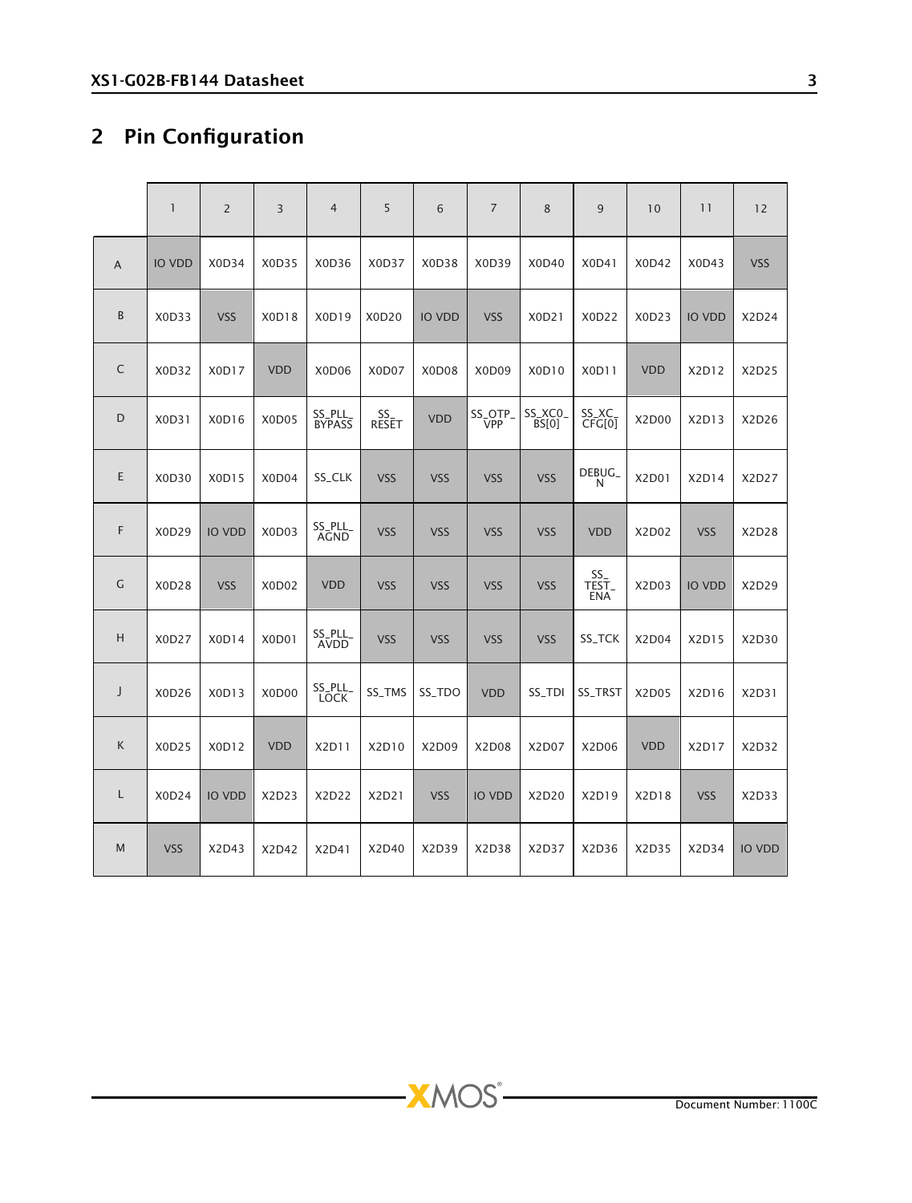## 2 Pin Configuration

| | 1 | 2 | 3 | 4 | 5 | 6 | 7 | 8 | 9 | 10 | 11 | 12 |
|---|---|---|---|---|---|---|---|---|---|---|---|---|
| A | IO VDD | X0D34 | X0D35 | X0D36 | X0D37 | X0D38 | X0D39 | X0D40 | X0D41 | X0D42 | X0D43 | VSS |
| B | X0D33 | VSS | X0D18 | X0D19 | X0D20 | IO VDD | VSS | X0D21 | X0D22 | X0D23 | IO VDD | X2D24 |
| C | X0D32 | X0D17 | VDD | X0D06 | X0D07 | X0D08 | X0D09 | X0D10 | X0D11 | VDD | X2D12 | X2D25 |
| D | X0D31 | X0D16 | X0D05 | SS_PLL_BYPASS | SS_RESET | VDD | SS_OTP_VPP | SS_XC0_BS[0] | SS_XC_CFG[0] | X2D00 | X2D13 | X2D26 |
| E | X0D30 | X0D15 | X0D04 | SS_CLK | VSS | VSS | VSS | VSS | DEBUG_N | X2D01 | X2D14 | X2D27 |
| F | X0D29 | IO VDD | X0D03 | SS_PLL_AGND | VSS | VSS | VSS | VSS | VDD | X2D02 | VSS | X2D28 |
| G | X0D28 | VSS | X0D02 | VDD | VSS | VSS | VSS | VSS | SS_TEST_ENA | X2D03 | IO VDD | X2D29 |
| H | X0D27 | X0D14 | X0D01 | SS_PLL_AVDD | VSS | VSS | VSS | VSS | SS_TCK | X2D04 | X2D15 | X2D30 |
| J | X0D26 | X0D13 | X0D00 | SS_PLL_LOCK | SS_TMS | SS_TDO | VDD | SS_TDI | SS_TRST | X2D05 | X2D16 | X2D31 |
| K | X0D25 | X0D12 | VDD | X2D11 | X2D10 | X2D09 | X2D08 | X2D07 | X2D06 | VDD | X2D17 | X2D32 |
| L | X0D24 | IO VDD | X2D23 | X2D22 | X2D21 | VSS | IO VDD | X2D20 | X2D19 | X2D18 | VSS | X2D33 |
| M | VSS | X2D43 | X2D42 | X2D41 | X2D40 | X2D39 | X2D38 | X2D37 | X2D36 | X2D35 | X2D34 | IO VDD |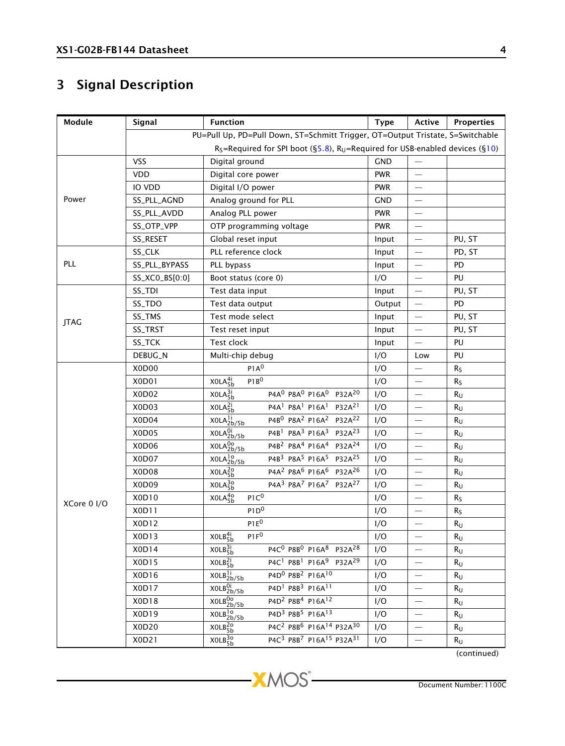# 3 Signal Description

| Module | Signal | Function | Type | Active | Properties |
|---|---|---|---|---|---|
| | PU=Pull Up, PD=Pull Down, ST=Schmitt Trigger, OT=Output Tristate, S=Switchable | | | | |
| | $R_S$=Required for SPI boot (§5.8), $R_U$=Required for USB-enabled devices (§10) | | | | |
| Power | VSS | Digital ground | GND | — | |
| | VDD | Digital core power | PWR | — | |
| | IO VDD | Digital I/O power | PWR | — | |
| | SS_PLL_AGND | Analog ground for PLL | GND | — | |
| | SS_PLL_AVDD | Analog PLL power | PWR | — | |
| | SS_OTP_VPP | OTP programming voltage | PWR | — | |
| | SS_RESET | Global reset input | Input | — | PU, ST |
| PLL | SS_CLK | PLL reference clock | Input | — | PD, ST |
| | SS_PLL_BYPASS | PLL bypass | Input | — | PD |
| | SS_XC0_BS[0:0] | Boot status (core 0) | I/O | — | PU |
| JTAG | SS_TDI | Test data input | Input | — | PU, ST |
| | SS_TDO | Test data output | Output | — | PD |
| | SS_TMS | Test mode select | Input | — | PU, ST |
| | SS_TRST | Test reset input | Input | — | PU, ST |
| | SS_TCK | Test clock | Input | — | PU |
| | DEBUG_N | Multi-chip debug | I/O | Low | PU |
| XCore 0 I/O | X0D00 | $P1A^{0}$ | I/O | — | $R_S$ |
| | X0D01 | $X0LA^{4i}_{5b}$ $P1B^{0}$ | I/O | — | $R_S$ |
| | X0D02 | $X0LA^{3i}_{5b}$ $P4A^{0}$ $P8A^{0}$ $P16A^{0}$ $P32A^{20}$ | I/O | — | $R_U$ |
| | X0D03 | $X0LA^{2i}_{5b}$ $P4A^{1}$ $P8A^{1}$ $P16A^{1}$ $P32A^{21}$ | I/O | — | $R_U$ |
| | X0D04 | $X0LA^{1i}_{2b/5b}$ $P4B^{0}$ $P8A^{2}$ $P16A^{2}$ $P32A^{22}$ | I/O | — | $R_U$ |
| | X0D05 | $X0LA^{0i}_{2b/5b}$ $P4B^{1}$ $P8A^{3}$ $P16A^{3}$ $P32A^{23}$ | I/O | — | $R_U$ |
| | X0D06 | $X0LA^{0o}_{2b/5b}$ $P4B^{2}$ $P8A^{4}$ $P16A^{4}$ $P32A^{24}$ | I/O | — | $R_U$ |
| | X0D07 | $X0LA^{1o}_{2b/5b}$ $P4B^{3}$ $P8A^{5}$ $P16A^{5}$ $P32A^{25}$ | I/O | — | $R_U$ |
| | X0D08 | $X0LA^{2o}_{5b}$ $P4A^{2}$ $P8A^{6}$ $P16A^{6}$ $P32A^{26}$ | I/O | — | $R_U$ |
| | X0D09 | $X0LA^{3o}_{5b}$ $P4A^{3}$ $P8A^{7}$ $P16A^{7}$ $P32A^{27}$ | I/O | — | $R_U$ |
| | X0D10 | $X0LA^{4o}_{5b}$ $P1C^{0}$ | I/O | — | $R_S$ |
| | X0D11 | $P1D^{0}$ | I/O | — | $R_S$ |
| | X0D12 | $P1E^{0}$ | I/O | — | $R_U$ |
| | X0D13 | $X0LB^{4i}_{5b}$ $P1F^{0}$ | I/O | — | $R_U$ |
| | X0D14 | $X0LB^{3i}_{5b}$ $P4C^{0}$ $P8B^{0}$ $P16A^{8}$ $P32A^{28}$ | I/O | — | $R_U$ |
| | X0D15 | $X0LB^{2i}_{5b}$ $P4C^{1}$ $P8B^{1}$ $P16A^{9}$ $P32A^{29}$ | I/O | — | $R_U$ |
| | X0D16 | $X0LB^{1i}_{2b/5b}$ $P4D^{0}$ $P8B^{2}$ $P16A^{10}$ | I/O | — | $R_U$ |
| | X0D17 | $X0LB^{0i}_{2b/5b}$ $P4D^{1}$ $P8B^{3}$ $P16A^{11}$ | I/O | — | $R_U$ |
| | X0D18 | $X0LB^{0o}_{2b/5b}$ $P4D^{2}$ $P8B^{4}$ $P16A^{12}$ | I/O | — | $R_U$ |
| | X0D19 | $X0LB^{1o}_{2b/5b}$ $P4D^{3}$ $P8B^{5}$ $P16A^{13}$ | I/O | — | $R_U$ |
| | X0D20 | $X0LB^{2o}_{5b}$ $P4C^{2}$ $P8B^{6}$ $P16A^{14}$ $P32A^{30}$ | I/O | — | $R_U$ |
| | X0D21 | $X0LB^{3o}_{5b}$ $P4C^{3}$ $P8B^{7}$ $P16A^{15}$ $P32A^{31}$ | I/O | — | $R_U$ |

(continued)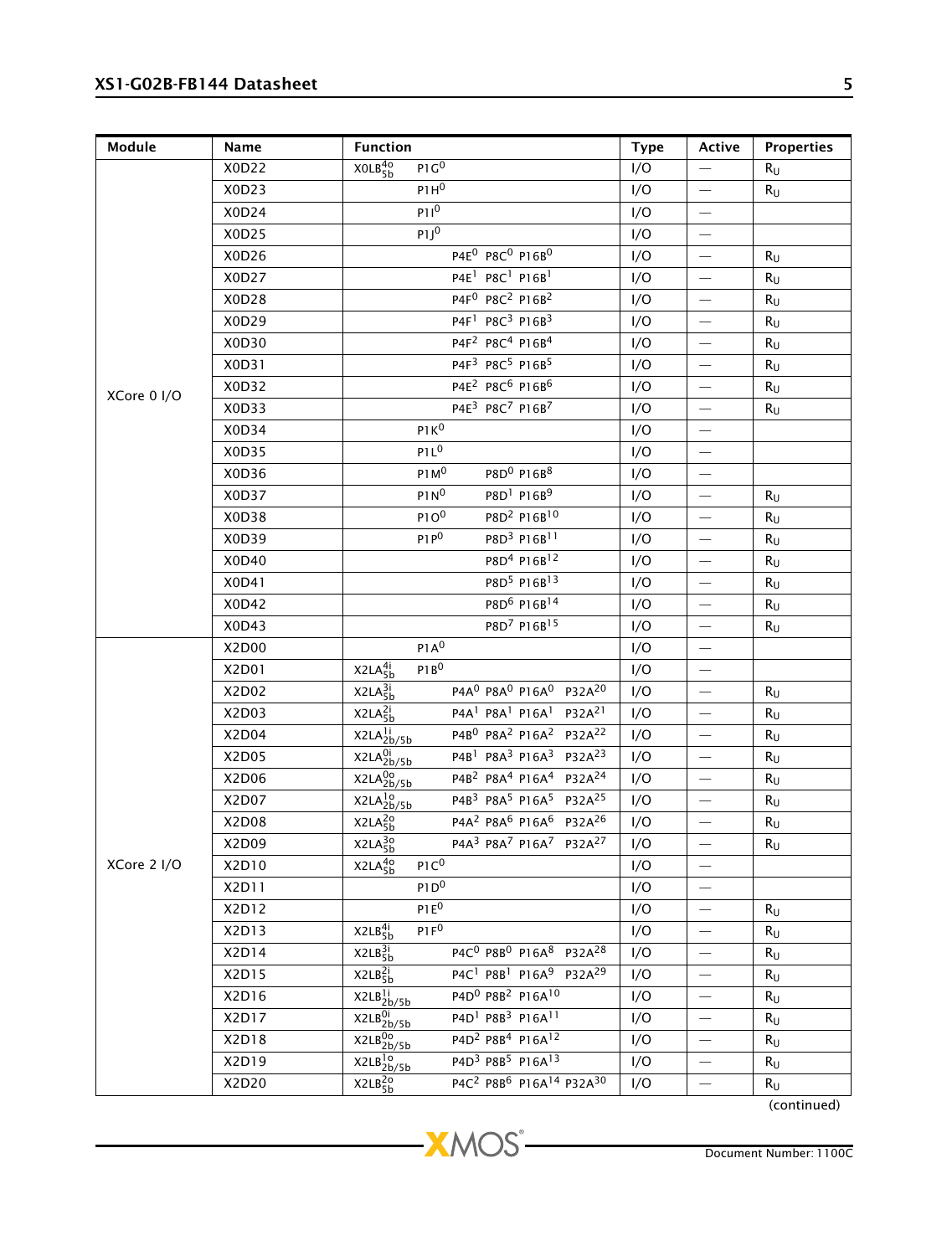| Module | Name | Function | Type | Active | Properties |
|---|---|---|---|---|---|
| XCore 0 I/O | X0D22 | $X0LB^{4o}_{5b}$ $P1G^0$ | I/O | — | $R_U$ |
| | X0D23 | $P1H^0$ | I/O | — | $R_U$ |
| | X0D24 | $P1I^0$ | I/O | — | |
| | X0D25 | $P1J^0$ | I/O | — | |
| | X0D26 | $P4E^0$ $P8C^0$ $P16B^0$ | I/O | — | $R_U$ |
| | X0D27 | $P4E^1$ $P8C^1$ $P16B^1$ | I/O | — | $R_U$ |
| | X0D28 | $P4F^0$ $P8C^2$ $P16B^2$ | I/O | — | $R_U$ |
| | X0D29 | $P4F^1$ $P8C^3$ $P16B^3$ | I/O | — | $R_U$ |
| | X0D30 | $P4F^2$ $P8C^4$ $P16B^4$ | I/O | — | $R_U$ |
| | X0D31 | $P4F^3$ $P8C^5$ $P16B^5$ | I/O | — | $R_U$ |
| | X0D32 | $P4E^2$ $P8C^6$ $P16B^6$ | I/O | — | $R_U$ |
| | X0D33 | $P4E^3$ $P8C^7$ $P16B^7$ | I/O | — | $R_U$ |
| | X0D34 | $P1K^0$ | I/O | — | |
| | X0D35 | $P1L^0$ | I/O | — | |
| | X0D36 | $P1M^0$ $P8D^0$ $P16B^8$ | I/O | — | |
| | X0D37 | $P1N^0$ $P8D^1$ $P16B^9$ | I/O | — | $R_U$ |
| | X0D38 | $P1O^0$ $P8D^2$ $P16B^{10}$ | I/O | — | $R_U$ |
| | X0D39 | $P1P^0$ $P8D^3$ $P16B^{11}$ | I/O | — | $R_U$ |
| | X0D40 | $P8D^4$ $P16B^{12}$ | I/O | — | $R_U$ |
| | X0D41 | $P8D^5$ $P16B^{13}$ | I/O | — | $R_U$ |
| | X0D42 | $P8D^6$ $P16B^{14}$ | I/O | — | $R_U$ |
| | X0D43 | $P8D^7$ $P16B^{15}$ | I/O | — | $R_U$ |
| XCore 2 I/O | X2D00 | $P1A^0$ | I/O | — | |
| | X2D01 | $X2LA^{4i}_{5b}$ $P1B^0$ | I/O | — | |
| | X2D02 | $X2LA^{3i}_{5b}$ $P4A^0$ $P8A^0$ $P16A^0$ $P32A^{20}$ | I/O | — | $R_U$ |
| | X2D03 | $X2LA^{2i}_{5b}$ $P4A^1$ $P8A^1$ $P16A^1$ $P32A^{21}$ | I/O | — | $R_U$ |
| | X2D04 | $X2LA^{1i}_{2b/5b}$ $P4B^0$ $P8A^2$ $P16A^2$ $P32A^{22}$ | I/O | — | $R_U$ |
| | X2D05 | $X2LA^{0i}_{2b/5b}$ $P4B^1$ $P8A^3$ $P16A^3$ $P32A^{23}$ | I/O | — | $R_U$ |
| | X2D06 | $X2LA^{0o}_{2b/5b}$ $P4B^2$ $P8A^4$ $P16A^4$ $P32A^{24}$ | I/O | — | $R_U$ |
| | X2D07 | $X2LA^{1o}_{2b/5b}$ $P4B^3$ $P8A^5$ $P16A^5$ $P32A^{25}$ | I/O | — | $R_U$ |
| | X2D08 | $X2LA^{2o}_{5b}$ $P4A^2$ $P8A^6$ $P16A^6$ $P32A^{26}$ | I/O | — | $R_U$ |
| | X2D09 | $X2LA^{3o}_{5b}$ $P4A^3$ $P8A^7$ $P16A^7$ $P32A^{27}$ | I/O | — | $R_U$ |
| | X2D10 | $X2LA^{4o}_{5b}$ $P1C^0$ | I/O | — | |
| | X2D11 | $P1D^0$ | I/O | — | |
| | X2D12 | $P1E^0$ | I/O | — | $R_U$ |
| | X2D13 | $X2LB^{4i}_{5b}$ $P1F^0$ | I/O | — | $R_U$ |
| | X2D14 | $X2LB^{3i}_{5b}$ $P4C^0$ $P8B^0$ $P16A^8$ $P32A^{28}$ | I/O | — | $R_U$ |
| | X2D15 | $X2LB^{2i}_{5b}$ $P4C^1$ $P8B^1$ $P16A^9$ $P32A^{29}$ | I/O | — | $R_U$ |
| | X2D16 | $X2LB^{1i}_{2b/5b}$ $P4D^0$ $P8B^2$ $P16A^{10}$ | I/O | — | $R_U$ |
| | X2D17 | $X2LB^{0i}_{2b/5b}$ $P4D^1$ $P8B^3$ $P16A^{11}$ | I/O | — | $R_U$ |
| | X2D18 | $X2LB^{0o}_{2b/5b}$ $P4D^2$ $P8B^4$ $P16A^{12}$ | I/O | — | $R_U$ |
| | X2D19 | $X2LB^{1o}_{2b/5b}$ $P4D^3$ $P8B^5$ $P16A^{13}$ | I/O | — | $R_U$ |
| | X2D20 | $X2LB^{2o}_{5b}$ $P4C^2$ $P8B^6$ $P16A^{14}$ $P32A^{30}$ | I/O | — | $R_U$ |

(continued)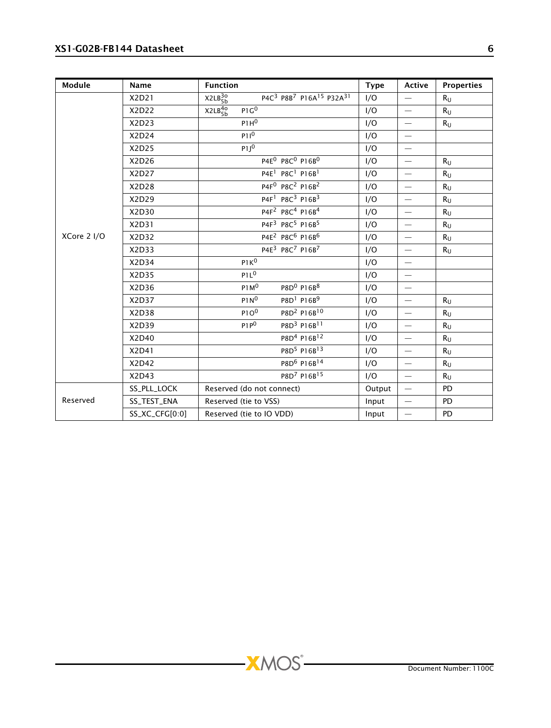| Module | Name | Function | Type | Active | Properties |
|---|---|---|---|---|---|
| XCore 2 I/O | X2D21 | $X2LB^{3o}_{5b}$ $P4C^3$ $P8B^7$ $P16A^{15}$ $P32A^{31}$ | I/O | — | $R_U$ |
| | X2D22 | $X2LB^{4o}_{5b}$ $P1G^0$ | I/O | — | $R_U$ |
| | X2D23 | $P1H^0$ | I/O | — | $R_U$ |
| | X2D24 | $P1I^0$ | I/O | — | |
| | X2D25 | $P1J^0$ | I/O | — | |
| | X2D26 | $P4E^0$ $P8C^0$ $P16B^0$ | I/O | — | $R_U$ |
| | X2D27 | $P4E^1$ $P8C^1$ $P16B^1$ | I/O | — | $R_U$ |
| | X2D28 | $P4F^0$ $P8C^2$ $P16B^2$ | I/O | — | $R_U$ |
| | X2D29 | $P4F^1$ $P8C^3$ $P16B^3$ | I/O | — | $R_U$ |
| | X2D30 | $P4F^2$ $P8C^4$ $P16B^4$ | I/O | — | $R_U$ |
| | X2D31 | $P4F^3$ $P8C^5$ $P16B^5$ | I/O | — | $R_U$ |
| | X2D32 | $P4E^2$ $P8C^6$ $P16B^6$ | I/O | — | $R_U$ |
| | X2D33 | $P4E^3$ $P8C^7$ $P16B^7$ | I/O | — | $R_U$ |
| | X2D34 | $P1K^0$ | I/O | — | |
| | X2D35 | $P1L^0$ | I/O | — | |
| | X2D36 | $P1M^0$ $P8D^0$ $P16B^8$ | I/O | — | |
| | X2D37 | $P1N^0$ $P8D^1$ $P16B^9$ | I/O | — | $R_U$ |
| | X2D38 | $P1O^0$ $P8D^2$ $P16B^{10}$ | I/O | — | $R_U$ |
| | X2D39 | $P1P^0$ $P8D^3$ $P16B^{11}$ | I/O | — | $R_U$ |
| | X2D40 | $P8D^4$ $P16B^{12}$ | I/O | — | $R_U$ |
| | X2D41 | $P8D^5$ $P16B^{13}$ | I/O | — | $R_U$ |
| | X2D42 | $P8D^6$ $P16B^{14}$ | I/O | — | $R_U$ |
| | X2D43 | $P8D^7$ $P16B^{15}$ | I/O | — | $R_U$ |
| Reserved | SS_PLL_LOCK | Reserved (do not connect) | Output | — | PD |
| | SS_TEST_ENA | Reserved (tie to VSS) | Input | — | PD |
| | SS_XC_CFG[0:0] | Reserved (tie to IO VDD) | Input | — | PD |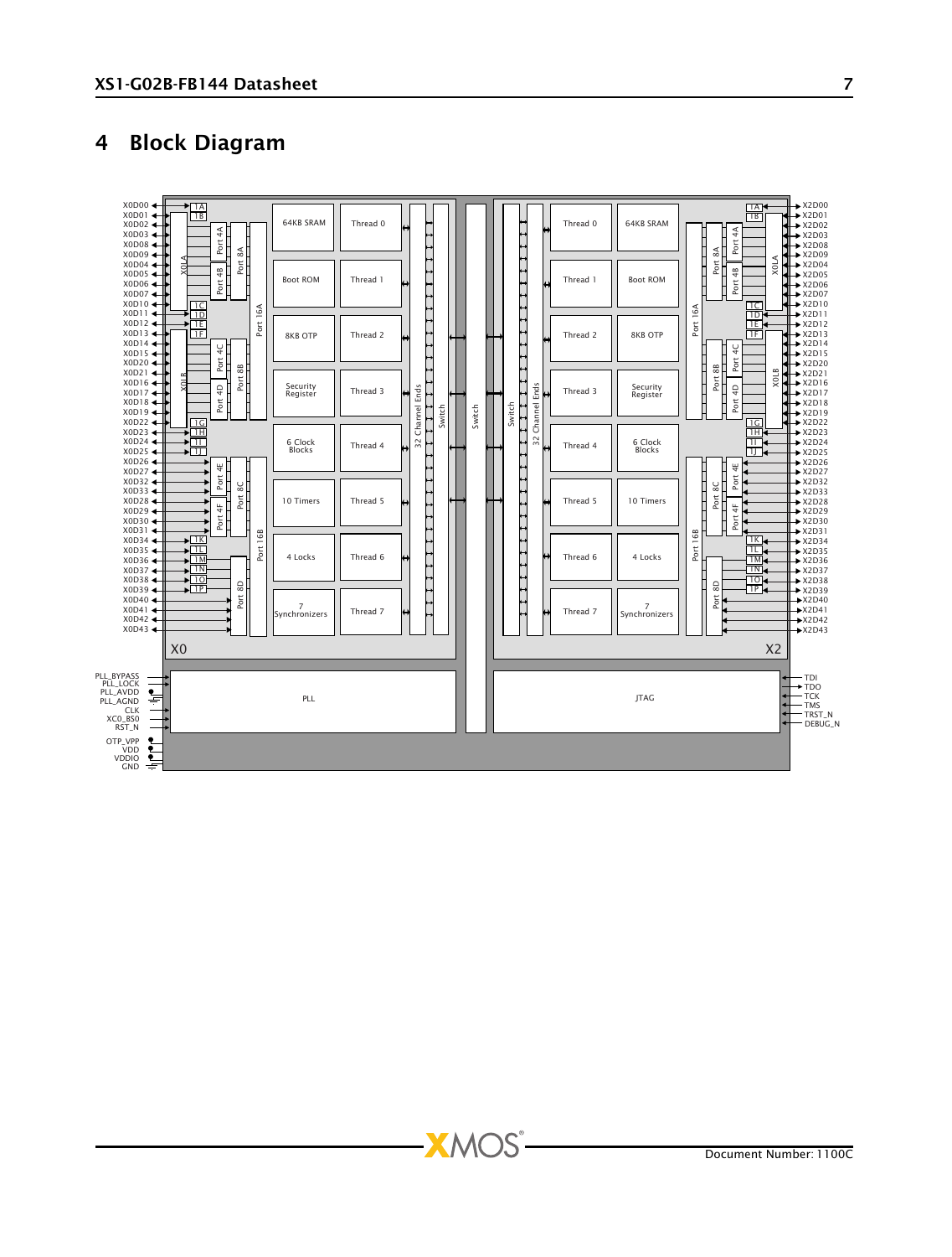# 4 Block Diagram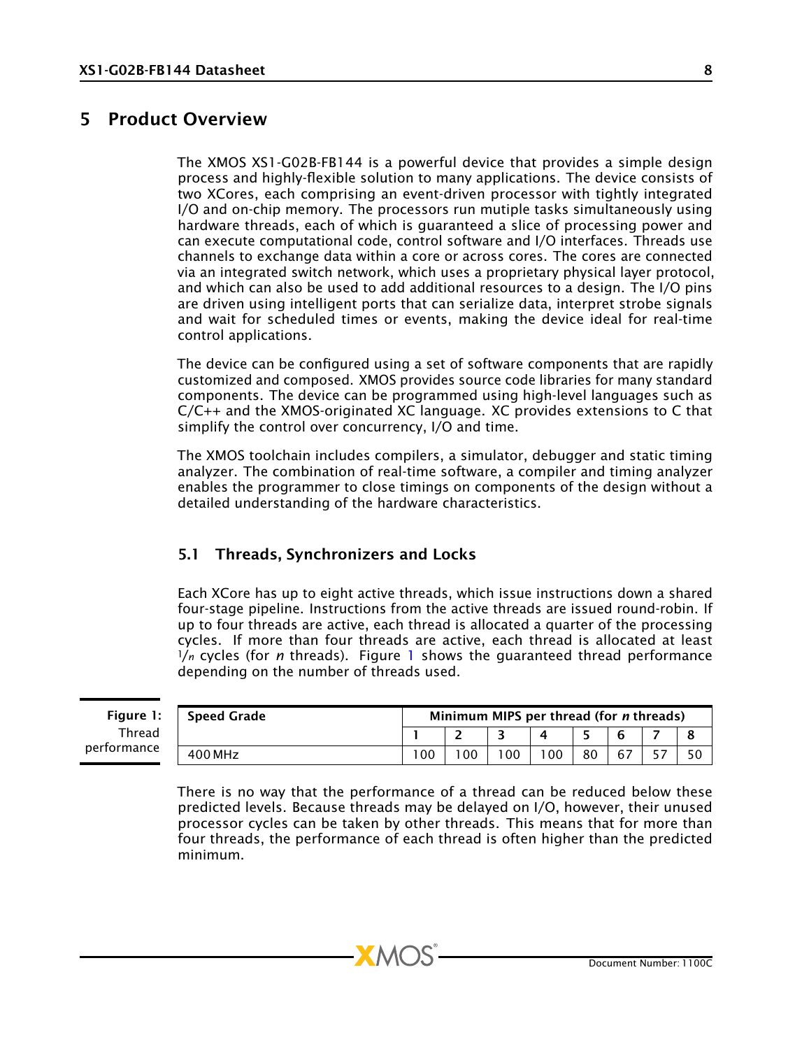# 5 Product Overview

The XMOS XS1-G02B-FB144 is a powerful device that provides a simple design process and highly-flexible solution to many applications. The device consists of two XCores, each comprising an event-driven processor with tightly integrated I/O and on-chip memory. The processors run mutiple tasks simultaneously using hardware threads, each of which is guaranteed a slice of processing power and can execute computational code, control software and I/O interfaces. Threads use channels to exchange data within a core or across cores. The cores are connected via an integrated switch network, which uses a proprietary physical layer protocol, and which can also be used to add additional resources to a design. The I/O pins are driven using intelligent ports that can serialize data, interpret strobe signals and wait for scheduled times or events, making the device ideal for real-time control applications.

The device can be configured using a set of software components that are rapidly customized and composed. XMOS provides source code libraries for many standard components. The device can be programmed using high-level languages such as C/C++ and the XMOS-originated XC language. XC provides extensions to C that simplify the control over concurrency, I/O and time.

The XMOS toolchain includes compilers, a simulator, debugger and static timing analyzer. The combination of real-time software, a compiler and timing analyzer enables the programmer to close timings on components of the design without a detailed understanding of the hardware characteristics.

## 5.1 Threads, Synchronizers and Locks

Each XCore has up to eight active threads, which issue instructions down a shared four-stage pipeline. Instructions from the active threads are issued round-robin. If up to four threads are active, each thread is allocated a quarter of the processing cycles. If more than four threads are active, each thread is allocated at least $1/n$ cycles (for $n$ threads). Figure 1 shows the guaranteed thread performance depending on the number of threads used.

**Figure 1:** Thread performance

| **Speed Grade** | **Minimum MIPS per thread (for *n* threads)** | | | | | | | |
|---|---|---|---|---|---|---|---|---|
| | **1** | **2** | **3** | **4** | **5** | **6** | **7** | **8** |
| 400 MHz | 100 | 100 | 100 | 100 | 80 | 67 | 57 | 50 |

There is no way that the performance of a thread can be reduced below these predicted levels. Because threads may be delayed on I/O, however, their unused processor cycles can be taken by other threads. This means that for more than four threads, the performance of each thread is often higher than the predicted minimum.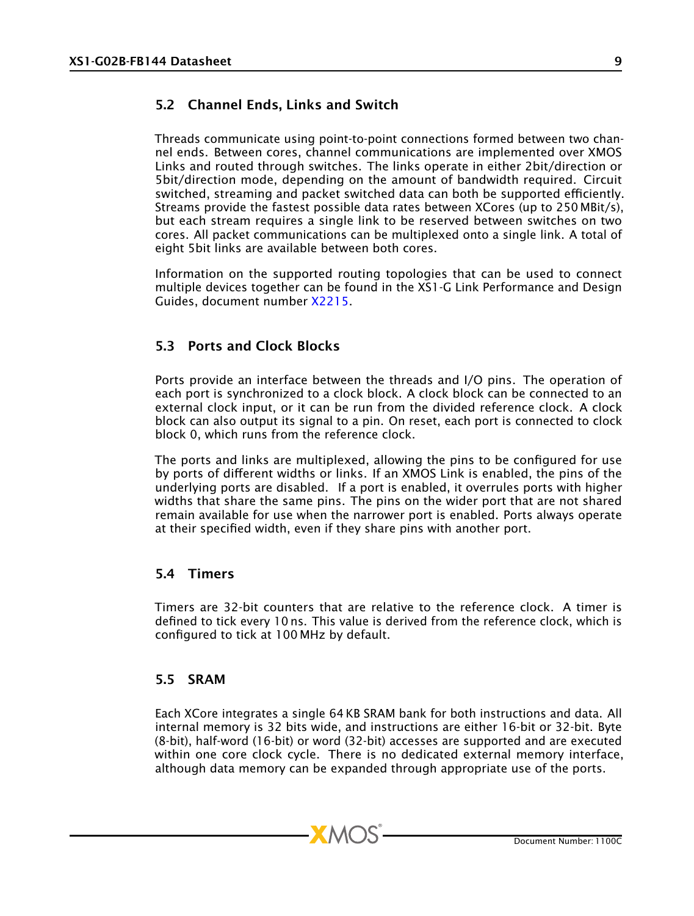## 5.2 Channel Ends, Links and Switch

Threads communicate using point-to-point connections formed between two channel ends. Between cores, channel communications are implemented over XMOS Links and routed through switches. The links operate in either 2bit/direction or 5bit/direction mode, depending on the amount of bandwidth required. Circuit switched, streaming and packet switched data can both be supported efficiently. Streams provide the fastest possible data rates between XCores (up to 250 MBit/s), but each stream requires a single link to be reserved between switches on two cores. All packet communications can be multiplexed onto a single link. A total of eight 5bit links are available between both cores.

Information on the supported routing topologies that can be used to connect multiple devices together can be found in the XS1-G Link Performance and Design Guides, document number X2215.

## 5.3 Ports and Clock Blocks

Ports provide an interface between the threads and I/O pins. The operation of each port is synchronized to a clock block. A clock block can be connected to an external clock input, or it can be run from the divided reference clock. A clock block can also output its signal to a pin. On reset, each port is connected to clock block 0, which runs from the reference clock.

The ports and links are multiplexed, allowing the pins to be configured for use by ports of different widths or links. If an XMOS Link is enabled, the pins of the underlying ports are disabled. If a port is enabled, it overrules ports with higher widths that share the same pins. The pins on the wider port that are not shared remain available for use when the narrower port is enabled. Ports always operate at their specified width, even if they share pins with another port.

## 5.4 Timers

Timers are 32-bit counters that are relative to the reference clock. A timer is defined to tick every 10 ns. This value is derived from the reference clock, which is configured to tick at 100 MHz by default.

## 5.5 SRAM

Each XCore integrates a single 64 KB SRAM bank for both instructions and data. All internal memory is 32 bits wide, and instructions are either 16-bit or 32-bit. Byte (8-bit), half-word (16-bit) or word (32-bit) accesses are supported and are executed within one core clock cycle. There is no dedicated external memory interface, although data memory can be expanded through appropriate use of the ports.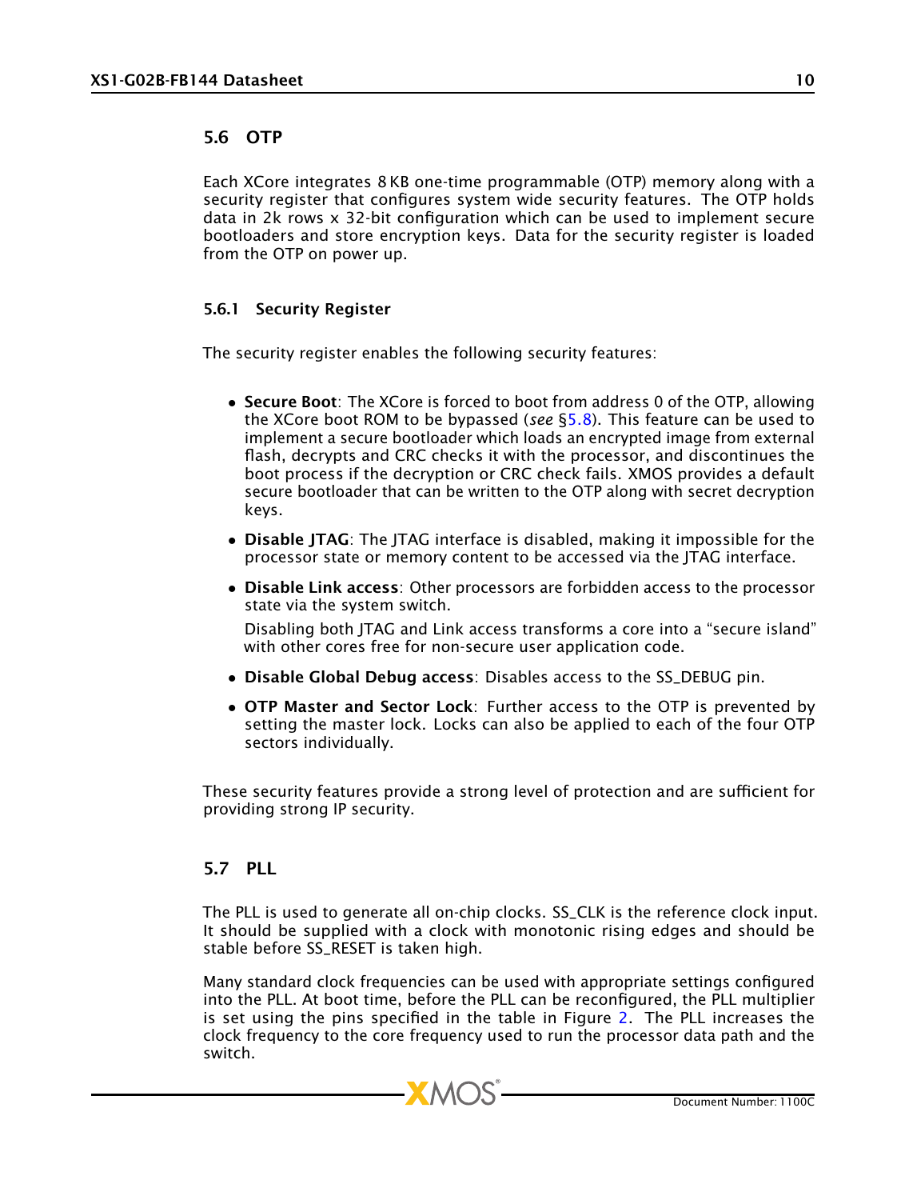## 5.6 OTP

Each XCore integrates 8 KB one-time programmable (OTP) memory along with a security register that configures system wide security features. The OTP holds data in 2k rows x 32-bit configuration which can be used to implement secure bootloaders and store encryption keys. Data for the security register is loaded from the OTP on power up.

### 5.6.1 Security Register

The security register enables the following security features:

- **Secure Boot**: The XCore is forced to boot from address 0 of the OTP, allowing the XCore boot ROM to be bypassed (*see* §5.8). This feature can be used to implement a secure bootloader which loads an encrypted image from external flash, decrypts and CRC checks it with the processor, and discontinues the boot process if the decryption or CRC check fails. XMOS provides a default secure bootloader that can be written to the OTP along with secret decryption keys.
- **Disable JTAG**: The JTAG interface is disabled, making it impossible for the processor state or memory content to be accessed via the JTAG interface.
- **Disable Link access**: Other processors are forbidden access to the processor state via the system switch.

  Disabling both JTAG and Link access transforms a core into a "secure island" with other cores free for non-secure user application code.
- **Disable Global Debug access**: Disables access to the SS_DEBUG pin.
- **OTP Master and Sector Lock**: Further access to the OTP is prevented by setting the master lock. Locks can also be applied to each of the four OTP sectors individually.

These security features provide a strong level of protection and are sufficient for providing strong IP security.

## 5.7 PLL

The PLL is used to generate all on-chip clocks. SS_CLK is the reference clock input. It should be supplied with a clock with monotonic rising edges and should be stable before SS_RESET is taken high.

Many standard clock frequencies can be used with appropriate settings configured into the PLL. At boot time, before the PLL can be reconfigured, the PLL multiplier is set using the pins specified in the table in Figure 2. The PLL increases the clock frequency to the core frequency used to run the processor data path and the switch.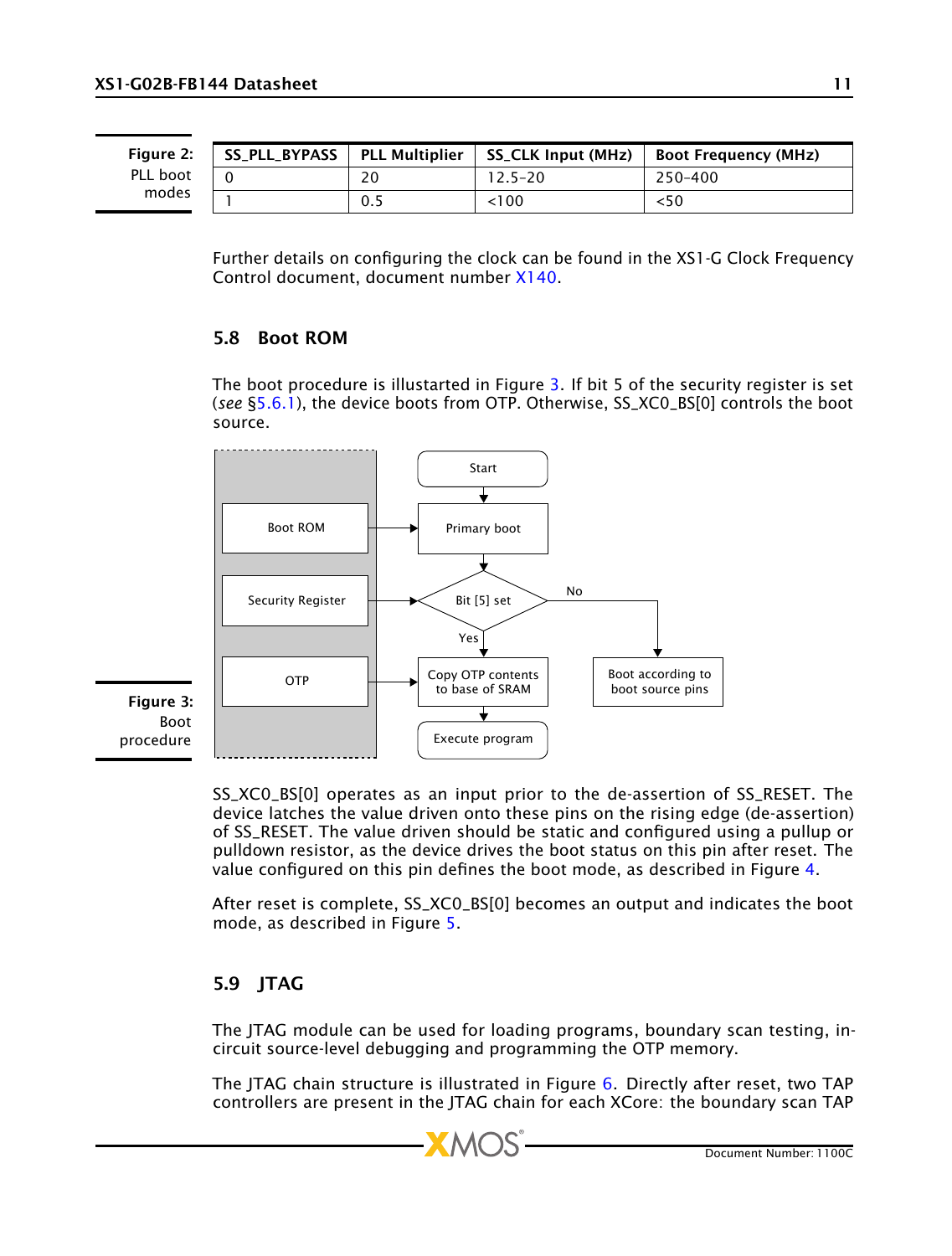| SS_PLL_BYPASS | PLL Multiplier | SS_CLK Input (MHz) | Boot Frequency (MHz) |
|---|---|---|---|
| 0 | 20 | 12.5–20 | 250–400 |
| 1 | 0.5 | <100 | <50 |

**Figure 2:** PLL boot modes

Further details on configuring the clock can be found in the XS1-G Clock Frequency Control document, document number X140.

## 5.8 Boot ROM

The boot procedure is illustrated in Figure 3. If bit 5 of the security register is set (*see* §5.6.1), the device boots from OTP. Otherwise, SS_XC0_BS[0] controls the boot source.

**Figure 3:** Boot procedure

SS_XC0_BS[0] operates as an input prior to the de-assertion of SS_RESET. The device latches the value driven onto these pins on the rising edge (de-assertion) of SS_RESET. The value driven should be static and configured using a pullup or pulldown resistor, as the device drives the boot status on this pin after reset. The value configured on this pin defines the boot mode, as described in Figure 4.

After reset is complete, SS_XC0_BS[0] becomes an output and indicates the boot mode, as described in Figure 5.

## 5.9 JTAG

The JTAG module can be used for loading programs, boundary scan testing, in-circuit source-level debugging and programming the OTP memory.

The JTAG chain structure is illustrated in Figure 6. Directly after reset, two TAP controllers are present in the JTAG chain for each XCore: the boundary scan TAP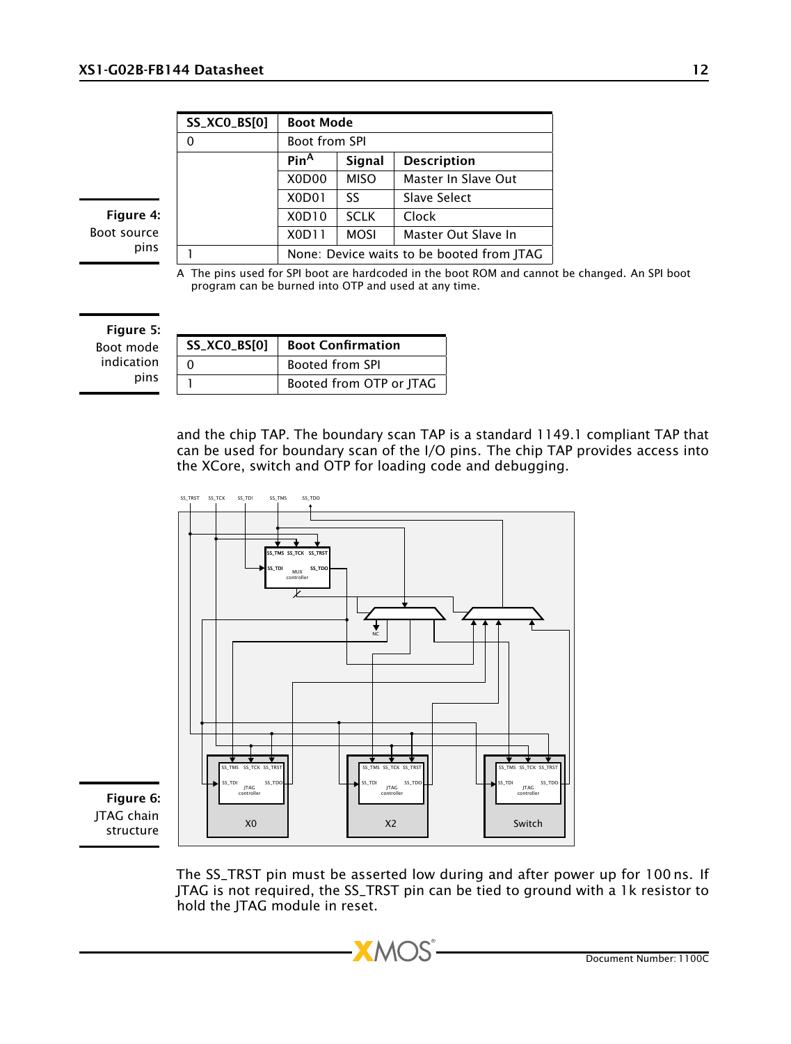**Figure 4:** Boot source pins

| SS_XC0_BS[0] | Boot Mode | | |
|---|---|---|---|
| 0 | Boot from SPI | | |
| | Pin[A] | Signal | Description |
| | X0D00 | MISO | Master In Slave Out |
| | X0D01 | SS | Slave Select |
| | X0D10 | SCLK | Clock |
| | X0D11 | MOSI | Master Out Slave In |
| 1 | None: Device waits to be booted from JTAG | | |

A The pins used for SPI boot are hardcoded in the boot ROM and cannot be changed. An SPI boot program can be burned into OTP and used at any time.

**Figure 5:** Boot mode indication pins

| SS_XC0_BS[0] | Boot Confirmation |
|---|---|
| 0 | Booted from SPI |
| 1 | Booted from OTP or JTAG |

and the chip TAP. The boundary scan TAP is a standard 1149.1 compliant TAP that can be used for boundary scan of the I/O pins. The chip TAP provides access into the XCore, switch and OTP for loading code and debugging.

**Figure 6:** JTAG chain structure

The SS_TRST pin must be asserted low during and after power up for 100 ns. If JTAG is not required, the SS_TRST pin can be tied to ground with a 1k resistor to hold the JTAG module in reset.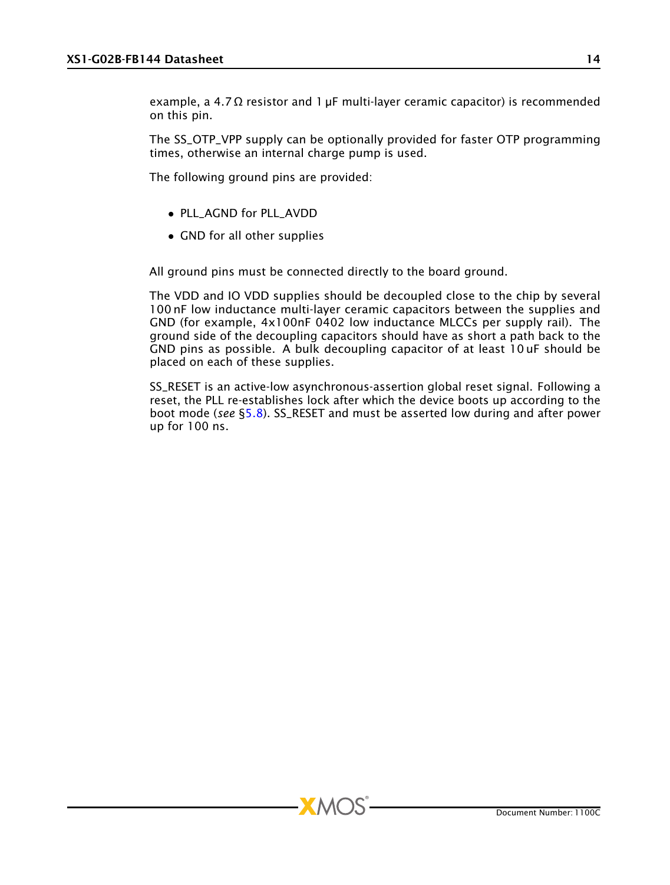example, a 4.7 Ω resistor and 1 μF multi-layer ceramic capacitor) is recommended on this pin.

The SS_OTP_VPP supply can be optionally provided for faster OTP programming times, otherwise an internal charge pump is used.

The following ground pins are provided:

- PLL_AGND for PLL_AVDD
- GND for all other supplies

All ground pins must be connected directly to the board ground.

The VDD and IO VDD supplies should be decoupled close to the chip by several 100 nF low inductance multi-layer ceramic capacitors between the supplies and GND (for example, 4x100nF 0402 low inductance MLCCs per supply rail). The ground side of the decoupling capacitors should have as short a path back to the GND pins as possible. A bulk decoupling capacitor of at least 10 uF should be placed on each of these supplies.

SS_RESET is an active-low asynchronous-assertion global reset signal. Following a reset, the PLL re-establishes lock after which the device boots up according to the boot mode (*see* §5.8). SS_RESET and must be asserted low during and after power up for 100 ns.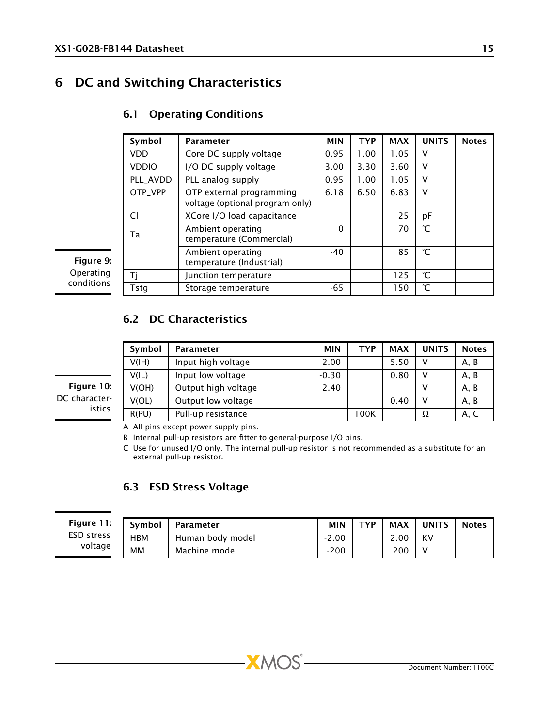# 6 DC and Switching Characteristics

## 6.1 Operating Conditions

| Symbol | Parameter | MIN | TYP | MAX | UNITS | Notes |
|---|---|---|---|---|---|---|
| VDD | Core DC supply voltage | 0.95 | 1.00 | 1.05 | V | |
| VDDIO | I/O DC supply voltage | 3.00 | 3.30 | 3.60 | V | |
| PLL_AVDD | PLL analog supply | 0.95 | 1.00 | 1.05 | V | |
| OTP_VPP | OTP external programming voltage (optional program only) | 6.18 | 6.50 | 6.83 | V | |
| Cl | XCore I/O load capacitance | | | 25 | pF | |
| Ta | Ambient operating temperature (Commercial) | 0 | | 70 | °C | |
| | Ambient operating temperature (Industrial) | -40 | | 85 | °C | |
| Tj | Junction temperature | | | 125 | °C | |
| Tstg | Storage temperature | -65 | | 150 | °C | |

**Figure 9:** Operating conditions

## 6.2 DC Characteristics

| Symbol | Parameter | MIN | TYP | MAX | UNITS | Notes |
|---|---|---|---|---|---|---|
| V(IH) | Input high voltage | 2.00 | | 5.50 | V | A, B |
| V(IL) | Input low voltage | -0.30 | | 0.80 | V | A, B |
| V(OH) | Output high voltage | 2.40 | | | V | A, B |
| V(OL) | Output low voltage | | | 0.40 | V | A, B |
| R(PU) | Pull-up resistance | | 100K | | Ω | A, C |

**Figure 10:** DC characteristics

A All pins except power supply pins.

B Internal pull-up resistors are fitter to general-purpose I/O pins.

C Use for unused I/O only. The internal pull-up resistor is not recommended as a substitute for an external pull-up resistor.

## 6.3 ESD Stress Voltage

| Symbol | Parameter | MIN | TYP | MAX | UNITS | Notes |
|---|---|---|---|---|---|---|
| HBM | Human body model | -2.00 | | 2.00 | KV | |
| MM | Machine model | -200 | | 200 | V | |

**Figure 11:** ESD stress voltage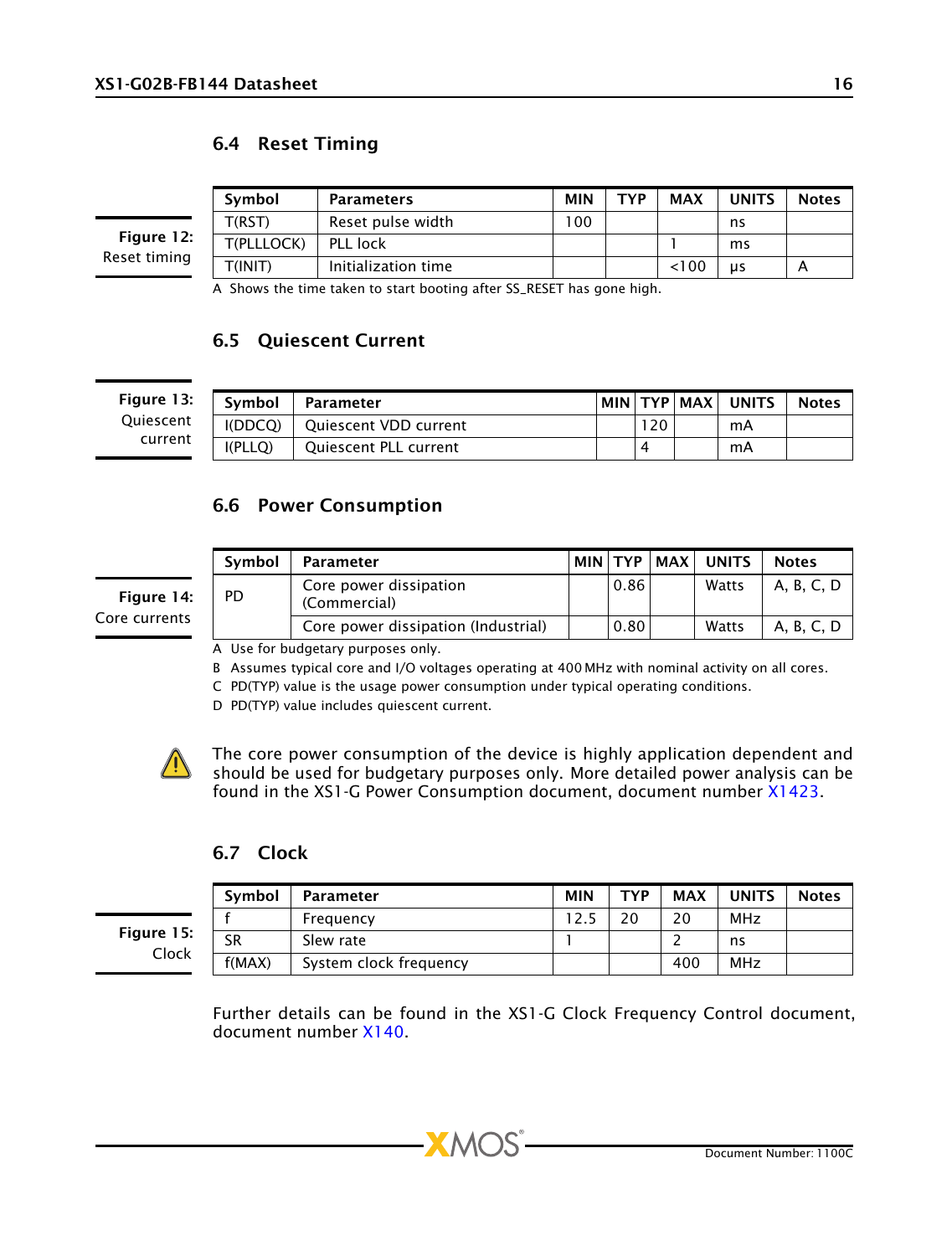### 6.4 Reset Timing

Figure 12: Reset timing

| Symbol | Parameters | MIN | TYP | MAX | UNITS | Notes |
|---|---|---|---|---|---|---|
| T(RST) | Reset pulse width | 100 | | | ns | |
| T(PLLLOCK) | PLL lock | | | 1 | ms | |
| T(INIT) | Initialization time | | | <100 | µs | A |

A Shows the time taken to start booting after SS_RESET has gone high.

### 6.5 Quiescent Current

Figure 13: Quiescent current

| Symbol | Parameter | MIN | TYP | MAX | UNITS | Notes |
|---|---|---|---|---|---|---|
| I(DDCQ) | Quiescent VDD current | | 120 | | mA | |
| I(PLLQ) | Quiescent PLL current | | 4 | | mA | |

### 6.6 Power Consumption

Figure 14: Core currents

| Symbol | Parameter | MIN | TYP | MAX | UNITS | Notes |
|---|---|---|---|---|---|---|
| PD | Core power dissipation (Commercial) | | 0.86 | | Watts | A, B, C, D |
| | Core power dissipation (Industrial) | | 0.80 | | Watts | A, B, C, D |

A Use for budgetary purposes only.

B Assumes typical core and I/O voltages operating at 400 MHz with nominal activity on all cores.

C PD(TYP) value is the usage power consumption under typical operating conditions.

D PD(TYP) value includes quiescent current.

The core power consumption of the device is highly application dependent and should be used for budgetary purposes only. More detailed power analysis can be found in the XS1-G Power Consumption document, document number X1423.

### 6.7 Clock

Figure 15: Clock

| Symbol | Parameter | MIN | TYP | MAX | UNITS | Notes |
|---|---|---|---|---|---|---|
| f | Frequency | 12.5 | 20 | 20 | MHz | |
| SR | Slew rate | 1 | | 2 | ns | |
| f(MAX) | System clock frequency | | | 400 | MHz | |

Further details can be found in the XS1-G Clock Frequency Control document, document number X140.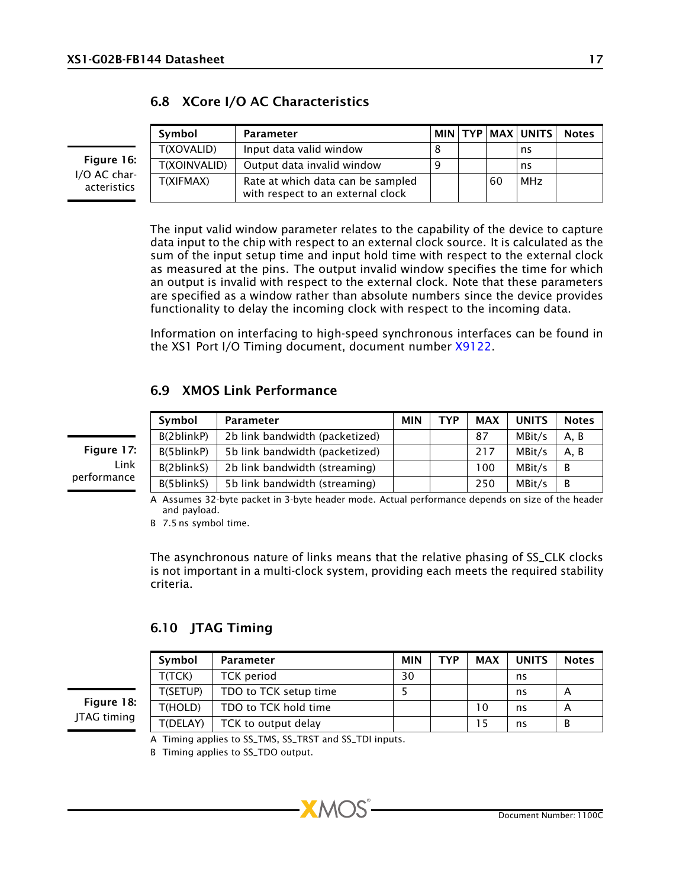## 6.8 XCore I/O AC Characteristics

| Symbol | Parameter | MIN | TYP | MAX | UNITS | Notes |
|---|---|---|---|---|---|---|
| T(XOVALID) | Input data valid window | 8 | | | ns | |
| T(XOINVALID) | Output data invalid window | 9 | | | ns | |
| T(XIFMAX) | Rate at which data can be sampled with respect to an external clock | | | 60 | MHz | |

**Figure 16:** I/O AC characteristics

The input valid window parameter relates to the capability of the device to capture data input to the chip with respect to an external clock source. It is calculated as the sum of the input setup time and input hold time with respect to the external clock as measured at the pins. The output invalid window specifies the time for which an output is invalid with respect to the external clock. Note that these parameters are specified as a window rather than absolute numbers since the device provides functionality to delay the incoming clock with respect to the incoming data.

Information on interfacing to high-speed synchronous interfaces can be found in the XS1 Port I/O Timing document, document number X9122.

## 6.9 XMOS Link Performance

| Symbol | Parameter | MIN | TYP | MAX | UNITS | Notes |
|---|---|---|---|---|---|---|
| B(2blinkP) | 2b link bandwidth (packetized) | | | 87 | MBit/s | A, B |
| B(5blinkP) | 5b link bandwidth (packetized) | | | 217 | MBit/s | A, B |
| B(2blinkS) | 2b link bandwidth (streaming) | | | 100 | MBit/s | B |
| B(5blinkS) | 5b link bandwidth (streaming) | | | 250 | MBit/s | B |

**Figure 17:** Link performance

A Assumes 32-byte packet in 3-byte header mode. Actual performance depends on size of the header and payload.

B 7.5 ns symbol time.

The asynchronous nature of links means that the relative phasing of SS_CLK clocks is not important in a multi-clock system, providing each meets the required stability criteria.

## 6.10 JTAG Timing

| Symbol | Parameter | MIN | TYP | MAX | UNITS | Notes |
|---|---|---|---|---|---|---|
| T(TCK) | TCK period | 30 | | | ns | |
| T(SETUP) | TDO to TCK setup time | 5 | | | ns | A |
| T(HOLD) | TDO to TCK hold time | | | 10 | ns | A |
| T(DELAY) | TCK to output delay | | | 15 | ns | B |

**Figure 18:** JTAG timing

A Timing applies to SS_TMS, SS_TRST and SS_TDI inputs.

B Timing applies to SS_TDO output.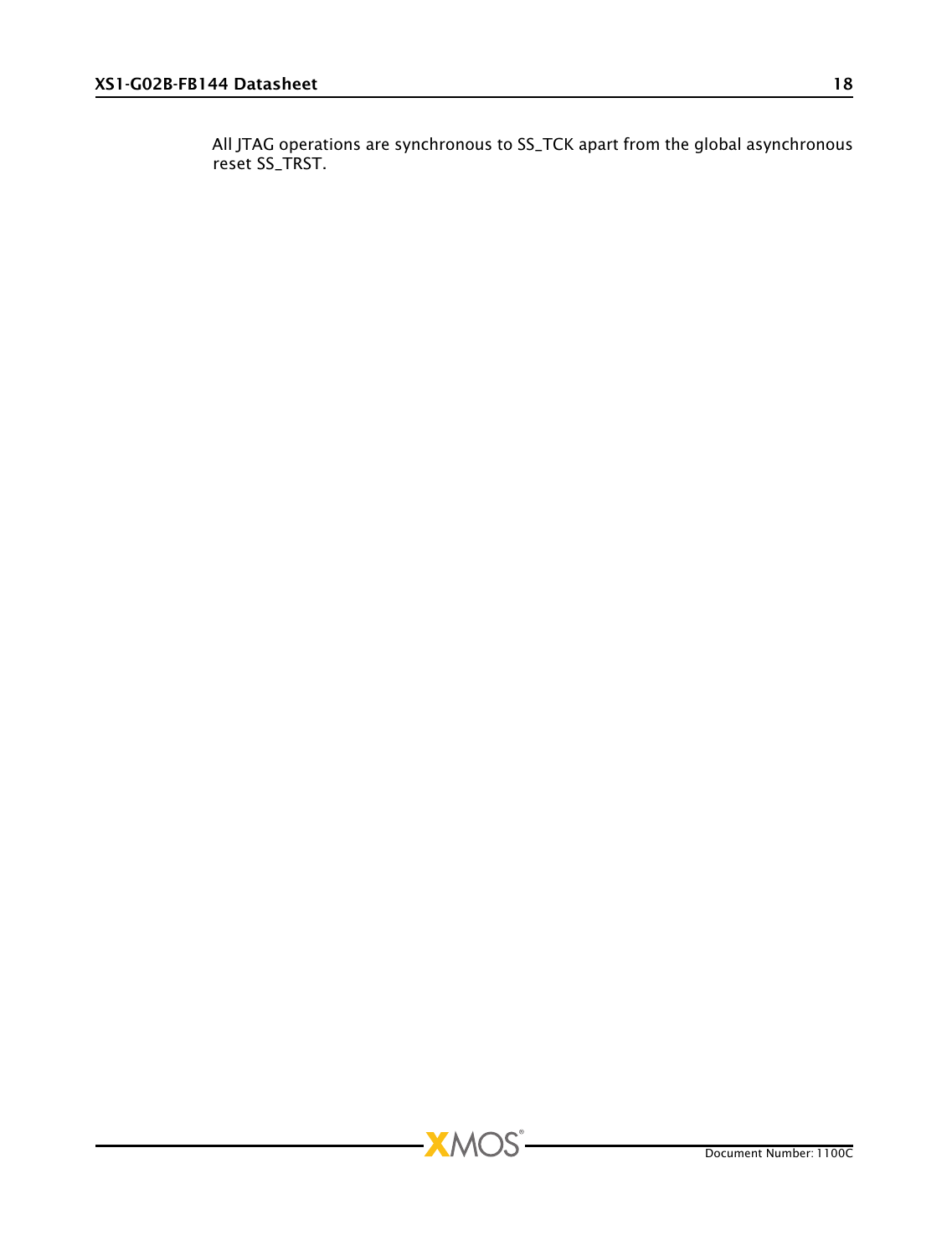All JTAG operations are synchronous to SS_TCK apart from the global asynchronous reset SS_TRST.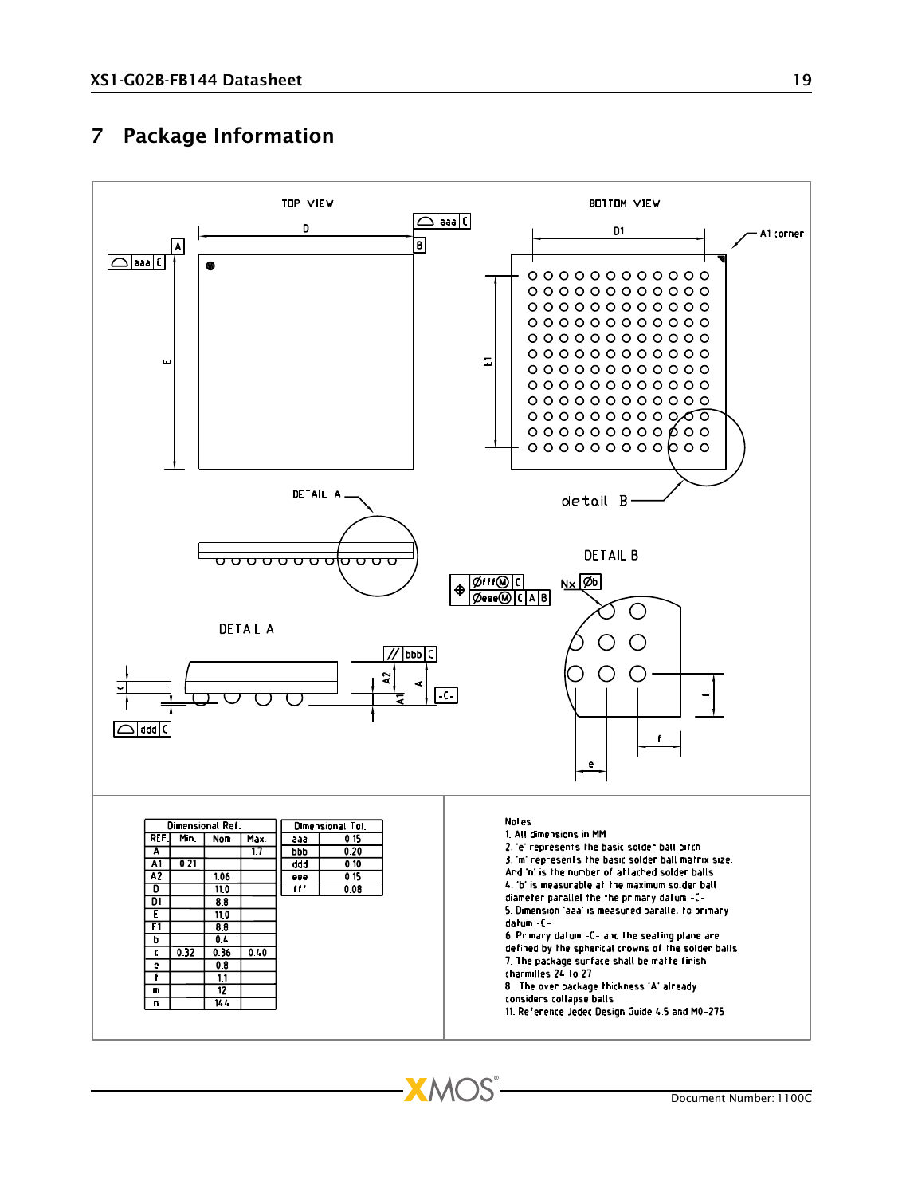# 7 Package Information

TOP VIEW

BOTTOM VIEW

A1 corner

DETAIL A

detail B

DETAIL B

| Dimensional Ref. | | | |
|---|---|---|---|
| REF. | Min. | Nom | Max. |
| A | | | 1.7 |
| A1 | 0.21 | | |
| A2 | | 1.06 | |
| D | | 11.0 | |
| D1 | | 8.8 | |
| E | | 11.0 | |
| E1 | | 8.8 | |
| b | | 0.4 | |
| c | 0.32 | 0.36 | 0.40 |
| e | | 0.8 | |
| f | | 1.1 | |
| m | | 12 | |
| n | | 144 | |

| Dimensional Tol. | |
|---|---|
| aaa | 0.15 |
| bbb | 0.20 |
| ddd | 0.10 |
| eee | 0.15 |
| fff | 0.08 |

Notes

1. All dimensions in MM
2. 'e' represents the basic solder ball pitch
3. 'm' represents the basic solder ball matrix size. And 'n' is the number of attached solder balls
4. 'b' is measurable at the maximum solder ball diameter parallel the the primary datum -C-
5. Dimension 'aaa' is measured parallel to primary datum -C-
6. Primary datum -C- and the seating plane are defined by the spherical crowns of the solder balls
7. The package surface shall be matte finish charmilles 24 to 27
8. The over package thickness 'A' already considers collapse balls
11. Reference Jedec Design Guide 4.5 and MO-275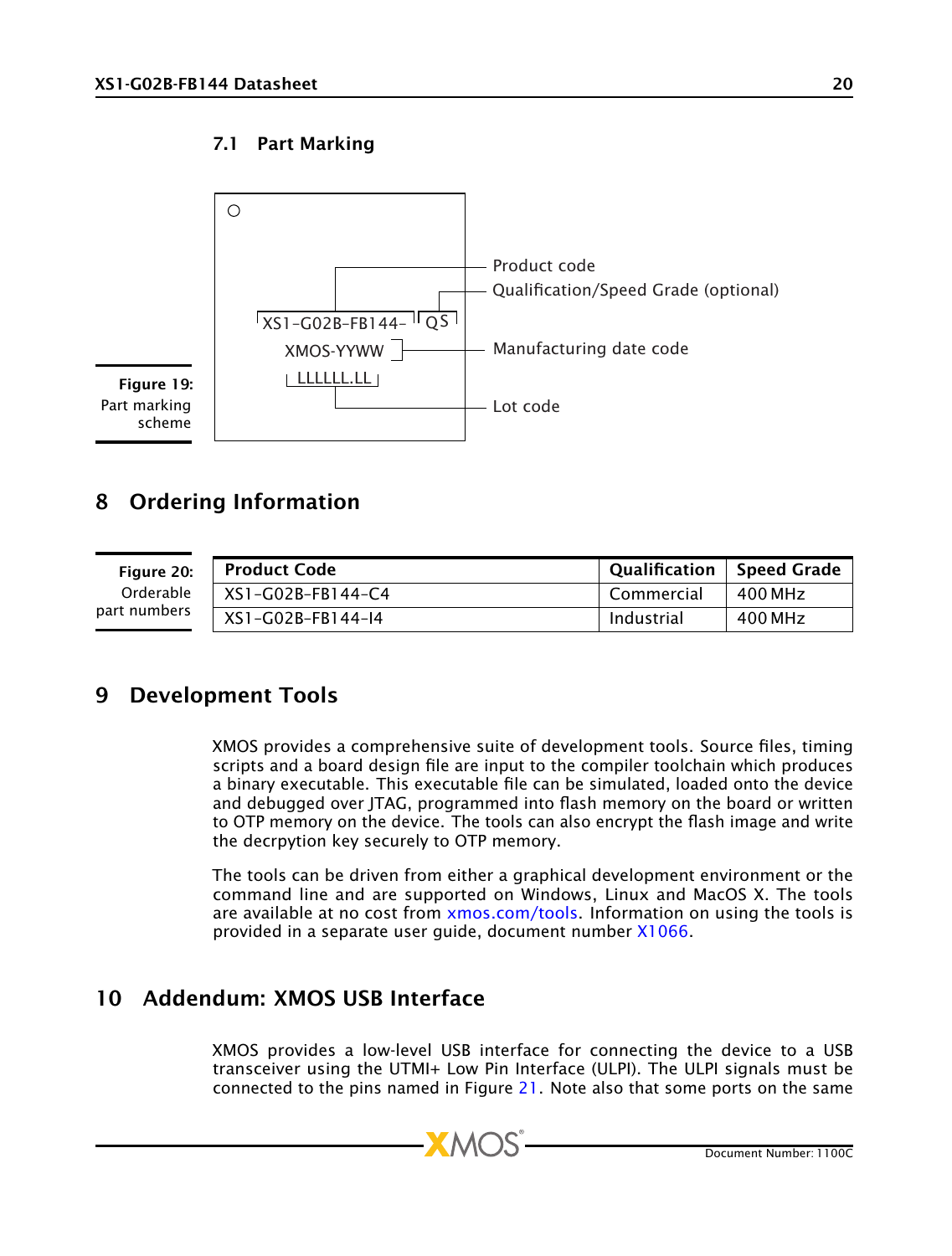### 7.1 Part Marking

XS1-G02B-FB144- QS

XMOS-YYWW

LLLLLL.LL

Product code

Qualification/Speed Grade (optional)

Manufacturing date code

Lot code

**Figure 19:** Part marking scheme

## 8 Ordering Information

**Figure 20:** Orderable part numbers

| Product Code | Qualification | Speed Grade |
|---|---|---|
| XS1-G02B-FB144-C4 | Commercial | 400 MHz |
| XS1-G02B-FB144-I4 | Industrial | 400 MHz |

## 9 Development Tools

XMOS provides a comprehensive suite of development tools. Source files, timing scripts and a board design file are input to the compiler toolchain which produces a binary executable. This executable file can be simulated, loaded onto the device and debugged over JTAG, programmed into flash memory on the board or written to OTP memory on the device. The tools can also encrypt the flash image and write the decrpytion key securely to OTP memory.

The tools can be driven from either a graphical development environment or the command line and are supported on Windows, Linux and MacOS X. The tools are available at no cost from xmos.com/tools. Information on using the tools is provided in a separate user guide, document number X1066.

## 10 Addendum: XMOS USB Interface

XMOS provides a low-level USB interface for connecting the device to a USB transceiver using the UTMI+ Low Pin Interface (ULPI). The ULPI signals must be connected to the pins named in Figure 21. Note also that some ports on the same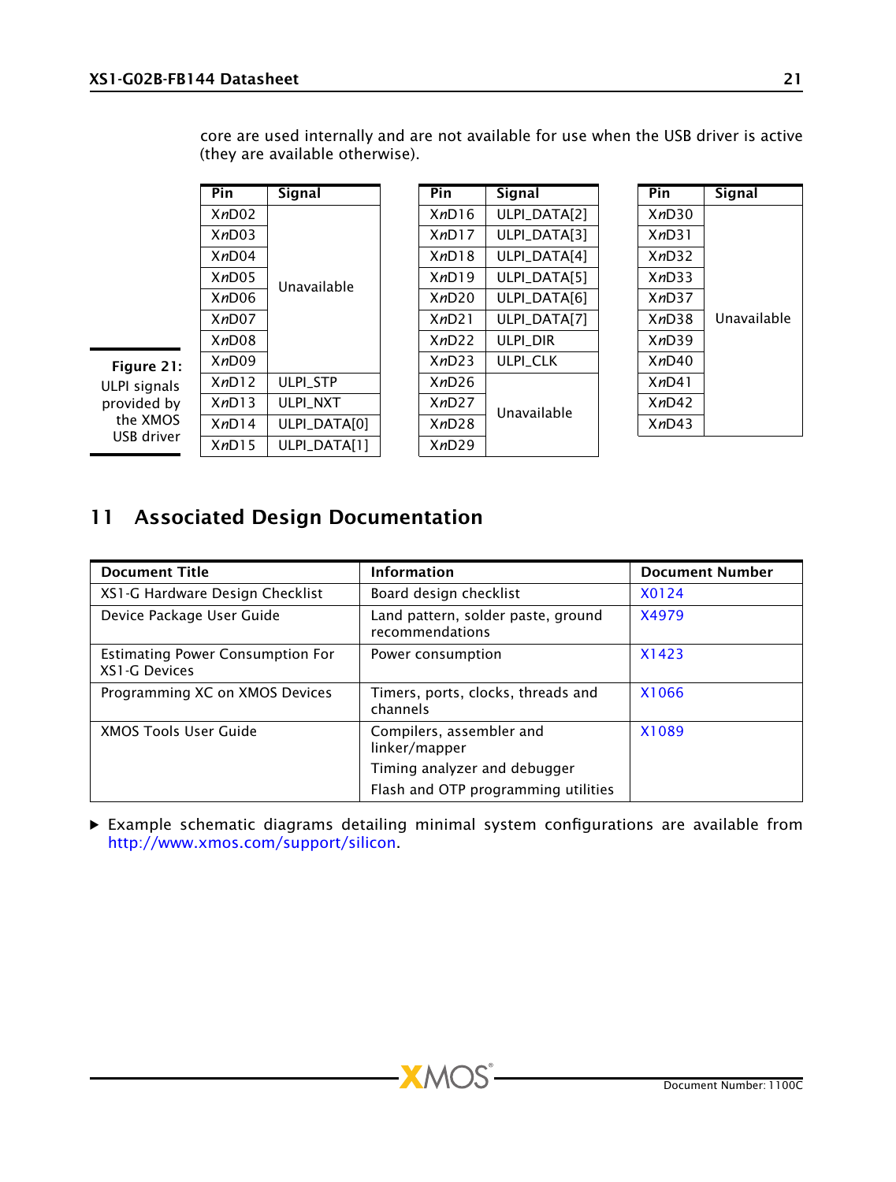core are used internally and are not available for use when the USB driver is active (they are available otherwise).

| Pin | Signal |
|---|---|
| X*n*D02 | Unavailable |
| X*n*D03 | |
| X*n*D04 | |
| X*n*D05 | |
| X*n*D06 | |
| X*n*D07 | |
| X*n*D08 | |
| X*n*D09 | |
| X*n*D12 | ULPI_STP |
| X*n*D13 | ULPI_NXT |
| X*n*D14 | ULPI_DATA[0] |
| X*n*D15 | ULPI_DATA[1] |

| Pin | Signal |
|---|---|
| X*n*D16 | ULPI_DATA[2] |
| X*n*D17 | ULPI_DATA[3] |
| X*n*D18 | ULPI_DATA[4] |
| X*n*D19 | ULPI_DATA[5] |
| X*n*D20 | ULPI_DATA[6] |
| X*n*D21 | ULPI_DATA[7] |
| X*n*D22 | ULPI_DIR |
| X*n*D23 | ULPI_CLK |
| X*n*D26 | Unavailable |
| X*n*D27 | |
| X*n*D28 | |
| X*n*D29 | |

| Pin | Signal |
|---|---|
| X*n*D30 | Unavailable |
| X*n*D31 | |
| X*n*D32 | |
| X*n*D33 | |
| X*n*D37 | |
| X*n*D38 | |
| X*n*D39 | |
| X*n*D40 | |
| X*n*D41 | |
| X*n*D42 | |
| X*n*D43 | |

**Figure 21:** ULPI signals provided by the XMOS USB driver

## 11 Associated Design Documentation

| Document Title | Information | Document Number |
|---|---|---|
| XS1-G Hardware Design Checklist | Board design checklist | X0124 |
| Device Package User Guide | Land pattern, solder paste, ground recommendations | X4979 |
| Estimating Power Consumption For XS1-G Devices | Power consumption | X1423 |
| Programming XC on XMOS Devices | Timers, ports, clocks, threads and channels | X1066 |
| XMOS Tools User Guide | Compilers, assembler and linker/mapper<br>Timing analyzer and debugger<br>Flash and OTP programming utilities | X1089 |

- Example schematic diagrams detailing minimal system configurations are available from http://www.xmos.com/support/silicon.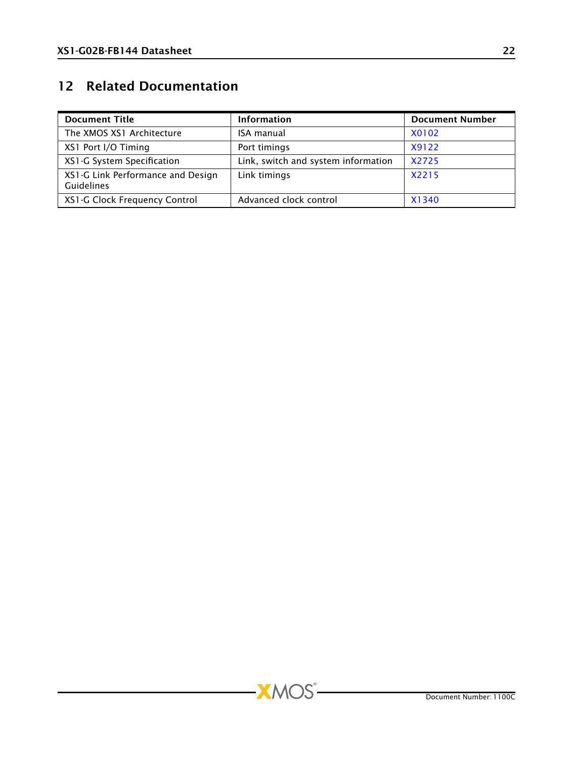## 12 Related Documentation

| Document Title | Information | Document Number |
|---|---|---|
| The XMOS XS1 Architecture | ISA manual | X0102 |
| XS1 Port I/O Timing | Port timings | X9122 |
| XS1-G System Specification | Link, switch and system information | X2725 |
| XS1-G Link Performance and Design Guidelines | Link timings | X2215 |
| XS1-G Clock Frequency Control | Advanced clock control | X1340 |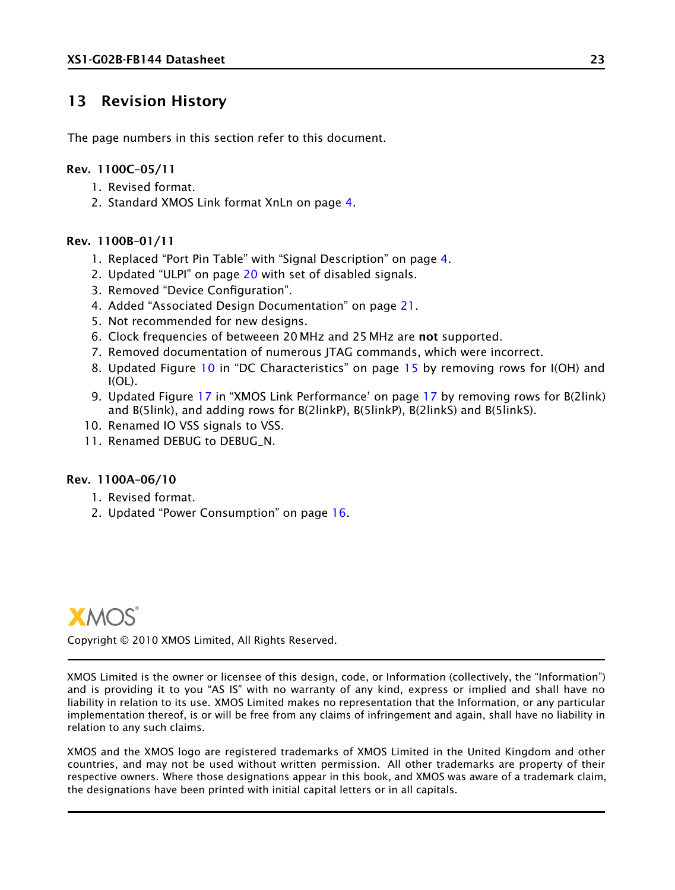## 13 Revision History

The page numbers in this section refer to this document.

**Rev. 1100C–05/11**

1. Revised format.
2. Standard XMOS Link format XnLn on page 4.

**Rev. 1100B–01/11**

1. Replaced "Port Pin Table" with "Signal Description" on page 4.
2. Updated "ULPI" on page 20 with set of disabled signals.
3. Removed "Device Configuration".
4. Added "Associated Design Documentation" on page 21.
5. Not recommended for new designs.
6. Clock frequencies of betweeen 20 MHz and 25 MHz are **not** supported.
7. Removed documentation of numerous JTAG commands, which were incorrect.
8. Updated Figure 10 in "DC Characteristics" on page 15 by removing rows for I(OH) and I(OL).
9. Updated Figure 17 in "XMOS Link Performance' on page 17 by removing rows for B(2link) and B(5link), and adding rows for B(2linkP), B(5linkP), B(2linkS) and B(5linkS).
10. Renamed IO VSS signals to VSS.
11. Renamed DEBUG to DEBUG_N.

**Rev. 1100A–06/10**

1. Revised format.
2. Updated "Power Consumption" on page 16.

XMOS®

Copyright © 2010 XMOS Limited, All Rights Reserved.

XMOS Limited is the owner or licensee of this design, code, or Information (collectively, the "Information") and is providing it to you "AS IS" with no warranty of any kind, express or implied and shall have no liability in relation to its use. XMOS Limited makes no representation that the Information, or any particular implementation thereof, is or will be free from any claims of infringement and again, shall have no liability in relation to any such claims.

XMOS and the XMOS logo are registered trademarks of XMOS Limited in the United Kingdom and other countries, and may not be used without written permission. All other trademarks are property of their respective owners. Where those designations appear in this book, and XMOS was aware of a trademark claim, the designations have been printed with initial capital letters or in all capitals.